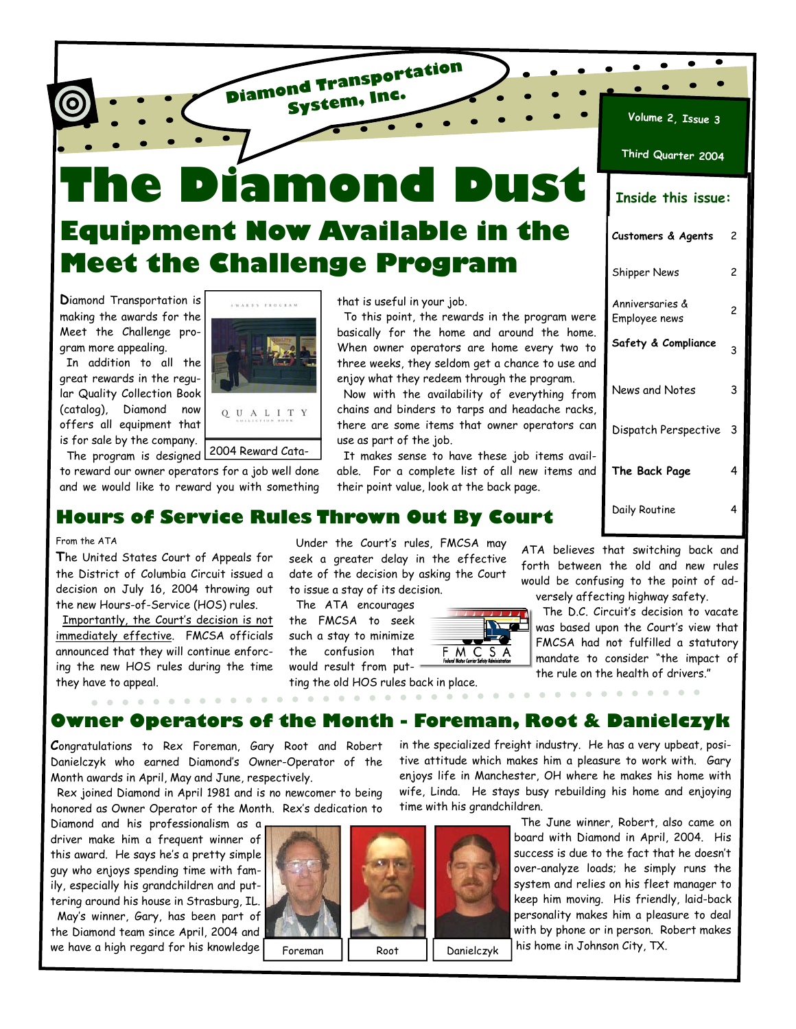Diamond Transportation System, Inc.

# The Diamond Dust

Volume 2, Issue 3

Third Quarter 2004

**Inside this issue:**

| | |
|---|---|
| Customers & Agents | 2 |
| Shipper News | 2 |
| Anniversaries & Employee news | 2 |
| **Safety & Compliance** | 3 |
| News and Notes | 3 |
| Dispatch Perspective | 3 |
| **The Back Page** | 4 |
| Daily Routine | 4 |

## Equipment Now Available in the Meet the Challenge Program

Diamond Transportation is making the awards for the Meet the Challenge program more appealing.

In addition to all the great rewards in the regular Quality Collection Book (catalog), Diamond now offers all equipment that is for sale by the company.

2004 Reward Cata-

The program is designed to reward our owner operators for a job well done and we would like to reward you with something that is useful in your job.

To this point, the rewards in the program were basically for the home and around the home. When owner operators are home every two to three weeks, they seldom get a chance to use and enjoy what they redeem through the program.

Now with the availability of everything from chains and binders to tarps and headache racks, there are some items that owner operators can use as part of the job.

It makes sense to have these job items available. For a complete list of all new items and their point value, look at the back page.

## Hours of Service Rules Thrown Out By Court

From the ATA

The United States Court of Appeals for the District of Columbia Circuit issued a decision on July 16, 2004 throwing out the new Hours-of-Service (HOS) rules.

Importantly, the Court's decision is not immediately effective. FMCSA officials announced that they will continue enforcing the new HOS rules during the time they have to appeal.

Under the Court's rules, FMCSA may seek a greater delay in the effective date of the decision by asking the Court to issue a stay of its decision.

The ATA encourages the FMCSA to seek such a stay to minimize the confusion that would result from putting the old HOS rules back in place.

ATA believes that switching back and forth between the old and new rules would be confusing to the point of adversely affecting highway safety.

The D.C. Circuit's decision to vacate was based upon the Court's view that FMCSA had not fulfilled a statutory mandate to consider "the impact of the rule on the health of drivers."

## Owner Operators of the Month - Foreman, Root & Danielczyk

Congratulations to Rex Foreman, Gary Root and Robert Danielczyk who earned Diamond's Owner-Operator of the Month awards in April, May and June, respectively.

Rex joined Diamond in April 1981 and is no newcomer to being honored as Owner Operator of the Month. Rex's dedication to Diamond and his professionalism as a driver make him a frequent winner of this award. He says he's a pretty simple guy who enjoys spending time with family, especially his grandchildren and puttering around his house in Strasburg, IL.

May's winner, Gary, has been part of the Diamond team since April, 2004 and we have a high regard for his knowledge in the specialized freight industry. He has a very upbeat, positive attitude which makes him a pleasure to work with. Gary enjoys life in Manchester, OH where he makes his home with wife, Linda. He stays busy rebuilding his home and enjoying time with his grandchildren.

Foreman | Root | Danielczyk

The June winner, Robert, also came on board with Diamond in April, 2004. His success is due to the fact that he doesn't over-analyze loads; he simply runs the system and relies on his fleet manager to keep him moving. His friendly, laid-back personality makes him a pleasure to deal with by phone or in person. Robert makes his home in Johnson City, TX.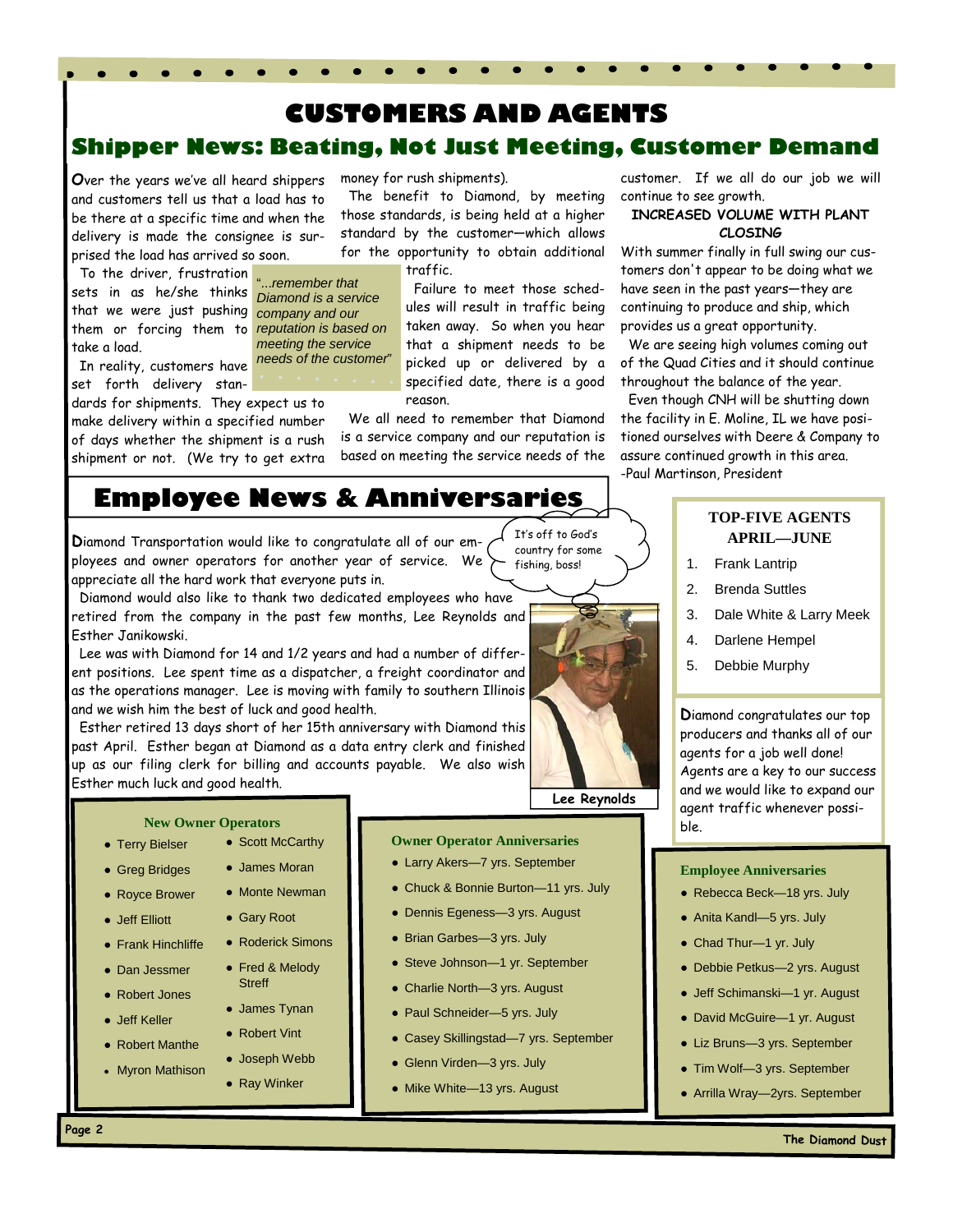# CUSTOMERS AND AGENTS

## Shipper News: Beating, Not Just Meeting, Customer Demand

**O**ver the years we've all heard shippers and customers tell us that a load has to be there at a specific time and when the delivery is made the consignee is surprised the load has arrived so soon.

To the driver, frustration sets in as he/she thinks that we were just pushing them or forcing them to take a load.

In reality, customers have set forth delivery standards for shipments. They expect us to make delivery within a specified number of days whether the shipment is a rush shipment or not. (We try to get extra money for rush shipments).

*"...remember that Diamond is a service company and our reputation is based on meeting the service needs of the customer"*

The benefit to Diamond, by meeting those standards, is being held at a higher standard by the customer—which allows for the opportunity to obtain additional traffic.

Failure to meet those schedules will result in traffic being taken away. So when you hear that a shipment needs to be picked up or delivered by a specified date, there is a good reason.

We all need to remember that Diamond is a service company and our reputation is based on meeting the service needs of the customer. If we all do our job we will continue to see growth.

### INCREASED VOLUME WITH PLANT CLOSING

With summer finally in full swing our customers don't appear to be doing what we have seen in the past years—they are continuing to produce and ship, which provides us a great opportunity.

We are seeing high volumes coming out of the Quad Cities and it should continue throughout the balance of the year.

Even though CNH will be shutting down the facility in E. Moline, IL we have positioned ourselves with Deere & Company to assure continued growth in this area.

-Paul Martinson, President

## Employee News & Anniversaries

**D**iamond Transportation would like to congratulate all of our employees and owner operators for another year of service. We appreciate all the hard work that everyone puts in.

Diamond would also like to thank two dedicated employees who have retired from the company in the past few months, Lee Reynolds and Esther Janikowski.

Lee was with Diamond for 14 and 1/2 years and had a number of different positions. Lee spent time as a dispatcher, a freight coordinator and as the operations manager. Lee is moving with family to southern Illinois and we wish him the best of luck and good health.

Esther retired 13 days short of her 15th anniversary with Diamond this past April. Esther began at Diamond as a data entry clerk and finished up as our filing clerk for billing and accounts payable. We also wish Esther much luck and good health.

It's off to God's country for some fishing, boss!

Lee Reynolds

### TOP-FIVE AGENTS APRIL—JUNE

1. Frank Lantrip
2. Brenda Suttles
3. Dale White & Larry Meek
4. Darlene Hempel
5. Debbie Murphy

**D**iamond congratulates our top producers and thanks all of our agents for a job well done! Agents are a key to our success and we would like to expand our agent traffic whenever possible.

### New Owner Operators

- Terry Bielser
- Greg Bridges
- Royce Brower
- Jeff Elliott
- Frank Hinchliffe
- Dan Jessmer
- Robert Jones
- Jeff Keller
- Robert Manthe
- Myron Mathison
- Scott McCarthy
- James Moran
- Monte Newman
- Gary Root
- Roderick Simons
- Fred & Melody Streff
- James Tynan
- Robert Vint
- Joseph Webb
- Ray Winker

### Owner Operator Anniversaries

- Larry Akers—7 yrs. September
- Chuck & Bonnie Burton—11 yrs. July
- Dennis Egeness—3 yrs. August
- Brian Garbes—3 yrs. July
- Steve Johnson—1 yr. September
- Charlie North—3 yrs. August
- Paul Schneider—5 yrs. July
- Casey Skillingstad—7 yrs. September
- Glenn Virden—3 yrs. July
- Mike White—13 yrs. August

### Employee Anniversaries

- Rebecca Beck—18 yrs. July
- Anita Kandl—5 yrs. July
- Chad Thur—1 yr. July
- Debbie Petkus—2 yrs. August
- Jeff Schimanski—1 yr. August
- David McGuire—1 yr. August
- Liz Bruns—3 yrs. September
- Tim Wolf—3 yrs. September
- Arrilla Wray—2yrs. September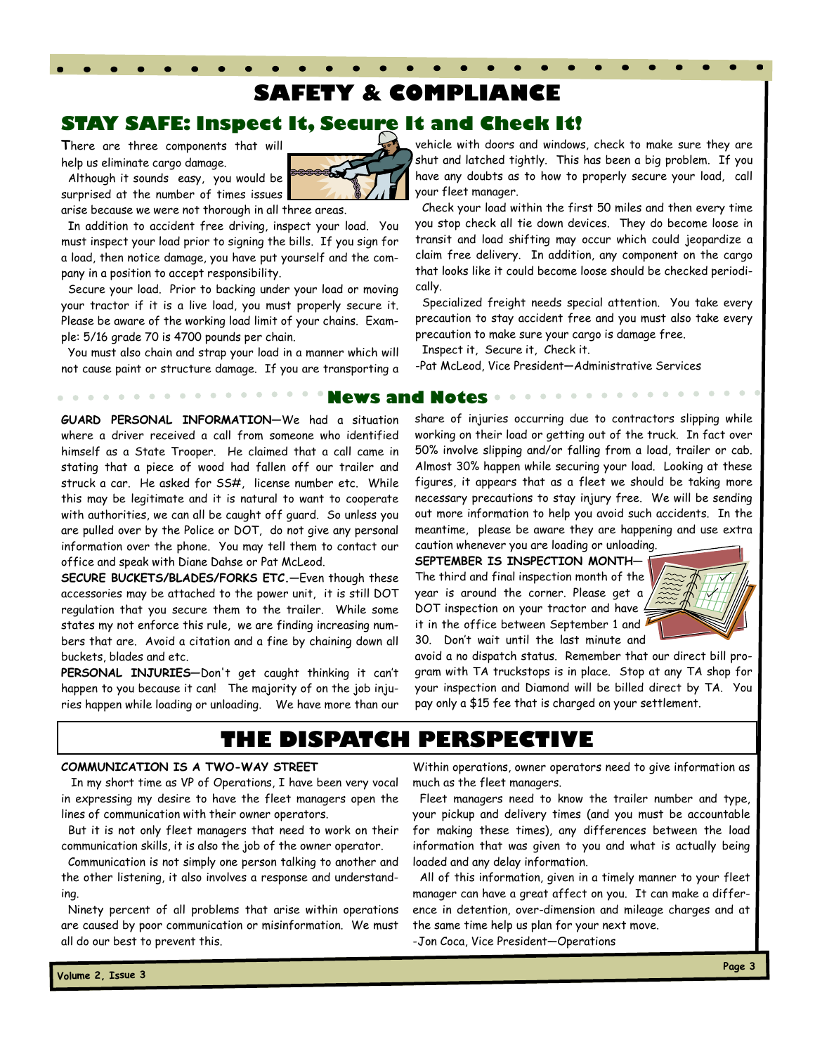# SAFETY & COMPLIANCE

## STAY SAFE: Inspect It, Secure It and Check It!

There are three components that will help us eliminate cargo damage.

Although it sounds easy, you would be surprised at the number of times issues arise because we were not thorough in all three areas.

In addition to accident free driving, inspect your load. You must inspect your load prior to signing the bills. If you sign for a load, then notice damage, you have put yourself and the company in a position to accept responsibility.

Secure your load. Prior to backing under your load or moving your tractor if it is a live load, you must properly secure it. Please be aware of the working load limit of your chains. Example: 5/16 grade 70 is 4700 pounds per chain.

You must also chain and strap your load in a manner which will not cause paint or structure damage. If you are transporting a vehicle with doors and windows, check to make sure they are shut and latched tightly. This has been a big problem. If you have any doubts as to how to properly secure your load, call your fleet manager.

Check your load within the first 50 miles and then every time you stop check all tie down devices. They do become loose in transit and load shifting may occur which could jeopardize a claim free delivery. In addition, any component on the cargo that looks like it could become loose should be checked periodically.

Specialized freight needs special attention. You take every precaution to stay accident free and you must also take every precaution to make sure your cargo is damage free.

Inspect it, Secure it, Check it.

-Pat McLeod, Vice President—Administrative Services

## News and Notes

**GUARD PERSONAL INFORMATION**—We had a situation where a driver received a call from someone who identified himself as a State Trooper. He claimed that a call came in stating that a piece of wood had fallen off our trailer and struck a car. He asked for SS#, license number etc. While this may be legitimate and it is natural to want to cooperate with authorities, we can all be caught off guard. So unless you are pulled over by the Police or DOT, do not give any personal information over the phone. You may tell them to contact our office and speak with Diane Dahse or Pat McLeod.

**SECURE BUCKETS/BLADES/FORKS ETC.**—Even though these accessories may be attached to the power unit, it is still DOT regulation that you secure them to the trailer. While some states my not enforce this rule, we are finding increasing numbers that are. Avoid a citation and a fine by chaining down all buckets, blades and etc.

**PERSONAL INJURIES**—Don't get caught thinking it can't happen to you because it can! The majority of on the job injuries happen while loading or unloading. We have more than our share of injuries occurring due to contractors slipping while working on their load or getting out of the truck. In fact over 50% involve slipping and/or falling from a load, trailer or cab. Almost 30% happen while securing your load. Looking at these figures, it appears that as a fleet we should be taking more necessary precautions to stay injury free. We will be sending out more information to help you avoid such accidents. In the meantime, please be aware they are happening and use extra caution whenever you are loading or unloading.

**SEPTEMBER IS INSPECTION MONTH**—The third and final inspection month of the year is around the corner. Please get a DOT inspection on your tractor and have it in the office between September 1 and 30. Don't wait until the last minute and avoid a no dispatch status. Remember that our direct bill program with TA truckstops is in place. Stop at any TA shop for your inspection and Diamond will be billed direct by TA. You pay only a $15 fee that is charged on your settlement.

# THE DISPATCH PERSPECTIVE

**COMMUNICATION IS A TWO-WAY STREET**

In my short time as VP of Operations, I have been very vocal in expressing my desire to have the fleet managers open the lines of communication with their owner operators.

But it is not only fleet managers that need to work on their communication skills, it is also the job of the owner operator.

Communication is not simply one person talking to another and the other listening, it also involves a response and understanding.

Ninety percent of all problems that arise within operations are caused by poor communication or misinformation. We must all do our best to prevent this. Within operations, owner operators need to give information as much as the fleet managers.

Fleet managers need to know the trailer number and type, your pickup and delivery times (and you must be accountable for making these times), any differences between the load information that was given to you and what is actually being loaded and any delay information.

All of this information, given in a timely manner to your fleet manager can have a great affect on you. It can make a difference in detention, over-dimension and mileage charges and at the same time help us plan for your next move.

-Jon Coca, Vice President—Operations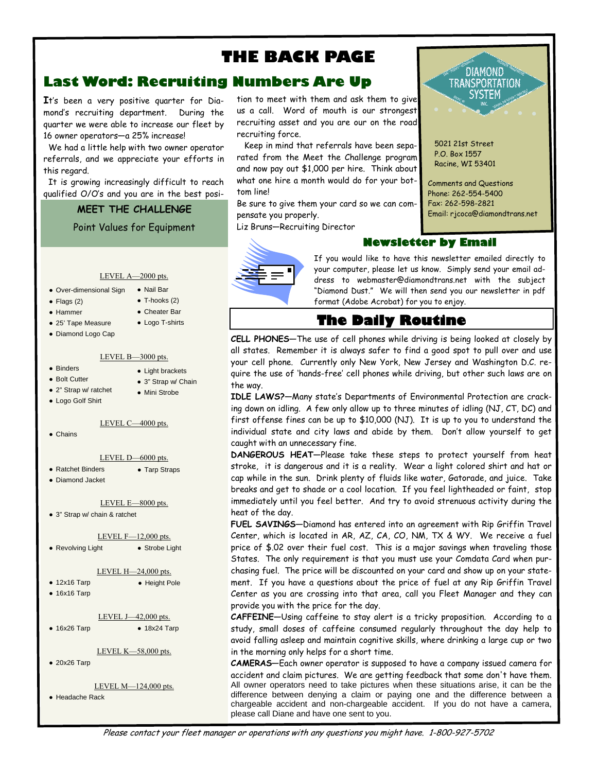# THE BACK PAGE

## Last Word: Recruiting Numbers Are Up

It's been a very positive quarter for Diamond's recruiting department. During the quarter we were able to increase our fleet by 16 owner operators—a 25% increase!

We had a little help with two owner operator referrals, and we appreciate your efforts in this regard.

It is growing increasingly difficult to reach qualified O/O's and you are in the best position to meet with them and ask them to give us a call. Word of mouth is our strongest recruiting asset and you are our on the road recruiting force.

Keep in mind that referrals have been separated from the Meet the Challenge program and now pay out $1,000 per hire. Think about what one hire a month would do for your bottom line!

Be sure to give them your card so we can compensate you properly.

Liz Bruns—Recruiting Director

### MEET THE CHALLENGE

Point Values for Equipment

**LEVEL A—2000 pts.**

- Over-dimensional Sign
- Flags (2)
- Hammer
- 25' Tape Measure
- Diamond Logo Cap
- Nail Bar
- T-hooks (2)
- Cheater Bar
- Logo T-shirts

**LEVEL B—3000 pts.**

- Binders
- Bolt Cutter
- 2" Strap w/ ratchet
- Logo Golf Shirt
- Light brackets
- 3" Strap w/ Chain
- Mini Strobe

**LEVEL C—4000 pts.**

- Chains

**LEVEL D—6000 pts.**

- Ratchet Binders
- Diamond Jacket
- Tarp Straps

**LEVEL E—8000 pts.**

- 3" Strap w/ chain & ratchet

**LEVEL F—12,000 pts.**

- Revolving Light
- Strobe Light

**LEVEL H—24,000 pts.**

- 12x16 Tarp
- 16x16 Tarp
- Height Pole

**LEVEL J—42,000 pts.**

- 16x26 Tarp
- 18x24 Tarp

**LEVEL K—58,000 pts.**

- 20x26 Tarp

**LEVEL M—124,000 pts.**

- Headache Rack

DIAMOND TRANSPORTATION SYSTEM INC.

5021 21st Street
P.O. Box 1557
Racine, WI 53401

Comments and Questions
Phone: 262-554-5400
Fax: 262-598-2821
Email: rjcoca@diamondtrans.net

## Newsletter by Email

If you would like to have this newsletter emailed directly to your computer, please let us know. Simply send your email address to webmaster@diamondtrans.net with the subject "Diamond Dust." We will then send you our newsletter in pdf format (Adobe Acrobat) for you to enjoy.

## The Daily Routine

**CELL PHONES**—The use of cell phones while driving is being looked at closely by all states. Remember it is always safer to find a good spot to pull over and use your cell phone. Currently only New York, New Jersey and Washington D.C. require the use of 'hands-free' cell phones while driving, but other such laws are on the way.

**IDLE LAWS?**—Many state's Departments of Environmental Protection are cracking down on idling. A few only allow up to three minutes of idling (NJ, CT, DC) and first offense fines can be up to $10,000 (NJ). It is up to you to understand the individual state and city laws and abide by them. Don't allow yourself to get caught with an unnecessary fine.

**DANGEROUS HEAT**—Please take these steps to protect yourself from heat stroke, it is dangerous and it is a reality. Wear a light colored shirt and hat or cap while in the sun. Drink plenty of fluids like water, Gatorade, and juice. Take breaks and get to shade or a cool location. If you feel lightheaded or faint, stop immediately until you feel better. And try to avoid strenuous activity during the heat of the day.

**FUEL SAVINGS**—Diamond has entered into an agreement with Rip Griffin Travel Center, which is located in AR, AZ, CA, CO, NM, TX & WY. We receive a fuel price of $.02 over their fuel cost. This is a major savings when traveling those States. The only requirement is that you must use your Comdata Card when purchasing fuel. The price will be discounted on your card and show up on your statement. If you have a questions about the price of fuel at any Rip Griffin Travel Center as you are crossing into that area, call you Fleet Manager and they can provide you with the price for the day.

**CAFFEINE**—Using caffeine to stay alert is a tricky proposition. According to a study, small doses of caffeine consumed regularly throughout the day help to avoid falling asleep and maintain cognitive skills, where drinking a large cup or two in the morning only helps for a short time.

**CAMERAS**—Each owner operator is supposed to have a company issued camera for accident and claim pictures. We are getting feedback that some don't have them. All owner operators need to take pictures when these situations arise, it can be the difference between denying a claim or paying one and the difference between a chargeable accident and non-chargeable accident. If you do not have a camera, please call Diane and have one sent to you.

*Please contact your fleet manager or operations with any questions you might have. 1-800-927-5702*